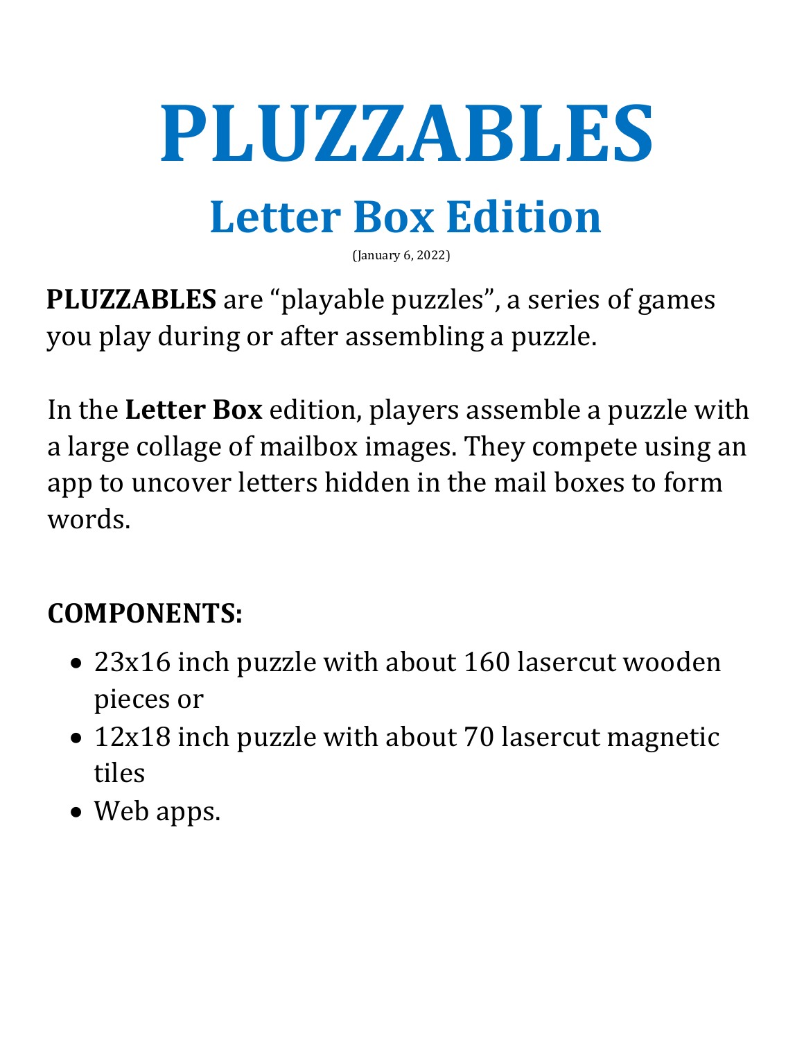# PLUZZABLES

## Letter Box Edition

(January 6, 2022)

**PLUZZABLES** are "playable puzzles", a series of games you play during or after assembling a puzzle.

In the **Letter Box** edition, players assemble a puzzle with a large collage of mailbox images. They compete using an app to uncover letters hidden in the mail boxes to form words.

### COMPONENTS:

- 23x16 inch puzzle with about 160 lasercut wooden pieces or
- 12x18 inch puzzle with about 70 lasercut magnetic tiles
- Web apps.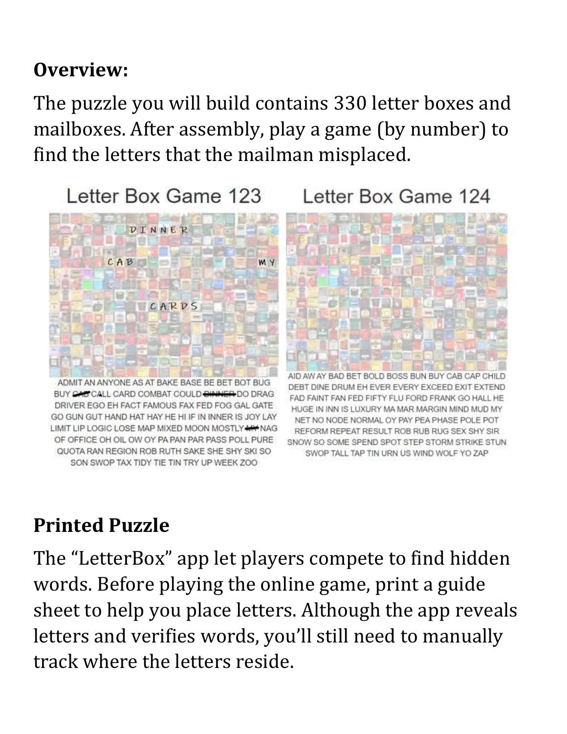## Overview:

The puzzle you will build contains 330 letter boxes and mailboxes. After assembly, play a game (by number) to find the letters that the mailman misplaced.

Letter Box Game 123

ADMIT AN ANYONE AS AT BAKE BASE BE BET BOT BUG BUY CAB CALL CARD COMBAT COULD DINNER DO DRAG DRIVER EGO EH FACT FAMOUS FAX FED FOG GAL GATE GO GUN GUT HAND HAT HAY HE HI IF IN INNER IS JOY LAY LIMIT LIP LOGIC LOSE MAP MIXED MOON MOSTLY MY NAG OF OFFICE OH OIL OW OY PA PAN PAR PASS POLL PURE QUOTA RAN REGION ROB RUTH SAKE SHE SHY SKI SO SON SWOP TAX TIDY TIE TIN TRY UP WEEK ZOO

Letter Box Game 124

AID AW AY BAD BET BOLD BOSS BUN BUY CAB CAP CHILD DEBT DINE DRUM EH EVER EVERY EXCEED EXIT EXTEND FAD FAINT FAN FED FIFTY FLU FORD FRANK GO HALL HE HUGE IN INN IS LUXURY MA MAR MARGIN MIND MUD MY NET NO NODE NORMAL OY PAY PEA PHASE POLE POT REFORM REPEAT RESULT ROB RUB RUG SEX SHY SIR SNOW SO SOME SPEND SPOT STEP STORM STRIKE STUN SWOP TALL TAP TIN URN US WIND WOLF YO ZAP

## Printed Puzzle

The "LetterBox" app let players compete to find hidden words. Before playing the online game, print a guide sheet to help you place letters. Although the app reveals letters and verifies words, you'll still need to manually track where the letters reside.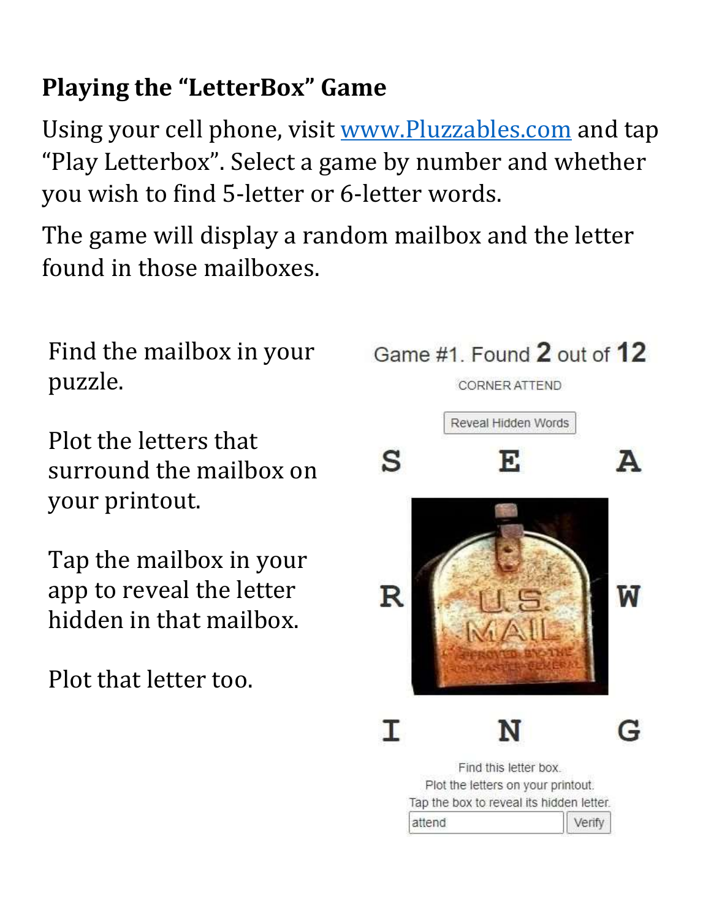## Playing the "LetterBox" Game

Using your cell phone, visit [www.Pluzzables.com](http://www.Pluzzables.com) and tap "Play Letterbox". Select a game by number and whether you wish to find 5-letter or 6-letter words.

The game will display a random mailbox and the letter found in those mailboxes.

Find the mailbox in your puzzle.

Plot the letters that surround the mailbox on your printout.

Tap the mailbox in your app to reveal the letter hidden in that mailbox.

Plot that letter too.

Game #1. Found **2** out of **12**

CORNER ATTEND

Reveal Hidden Words

| **S** | **E** | **A** |
|---|---|---|
| **R** | U.S. MAIL | **W** |
| **I** | **N** | **G** |

Find this letter box.
Plot the letters on your printout.
Tap the box to reveal its hidden letter.

attend Verify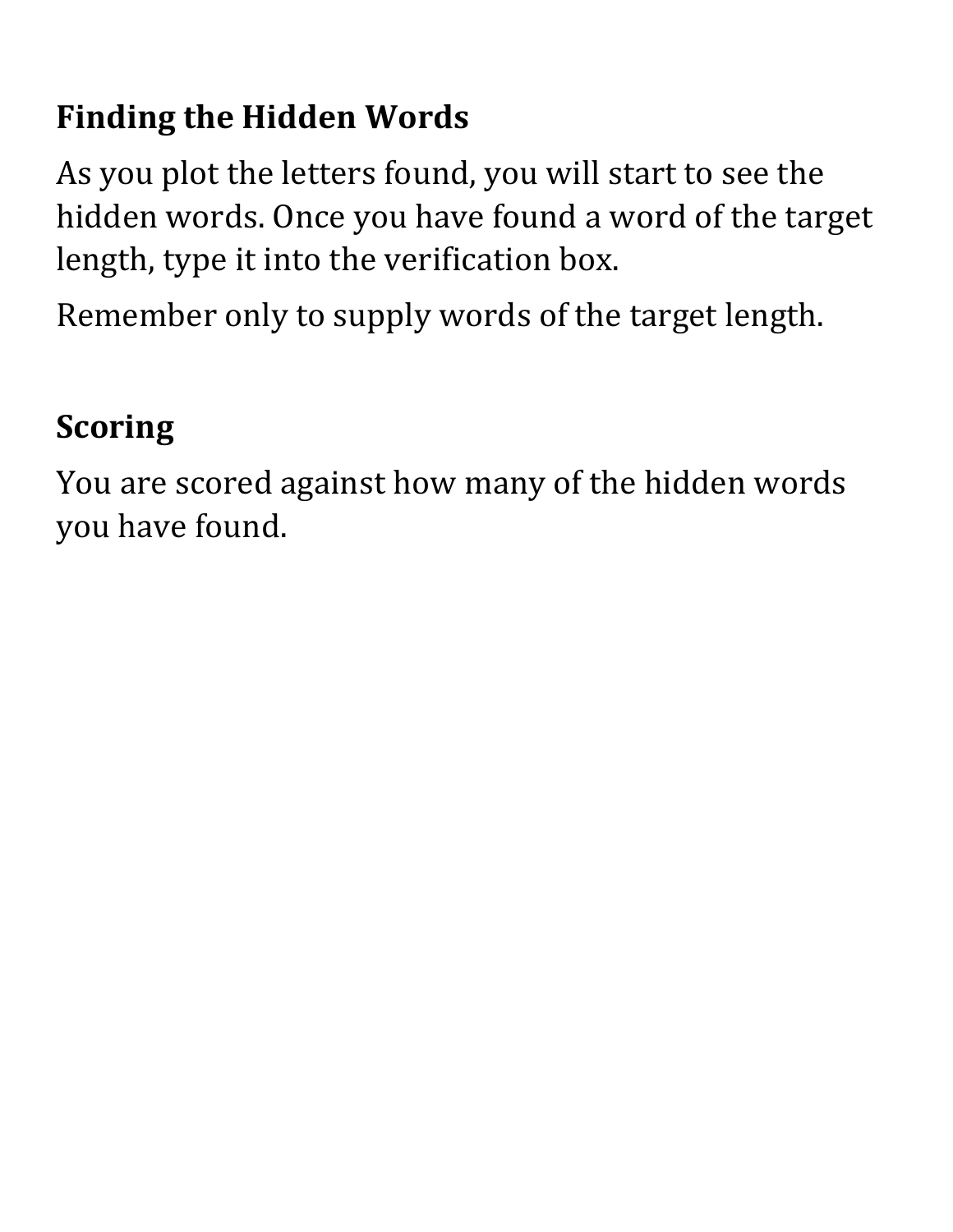## Finding the Hidden Words

As you plot the letters found, you will start to see the hidden words. Once you have found a word of the target length, type it into the verification box.

Remember only to supply words of the target length.

## Scoring

You are scored against how many of the hidden words you have found.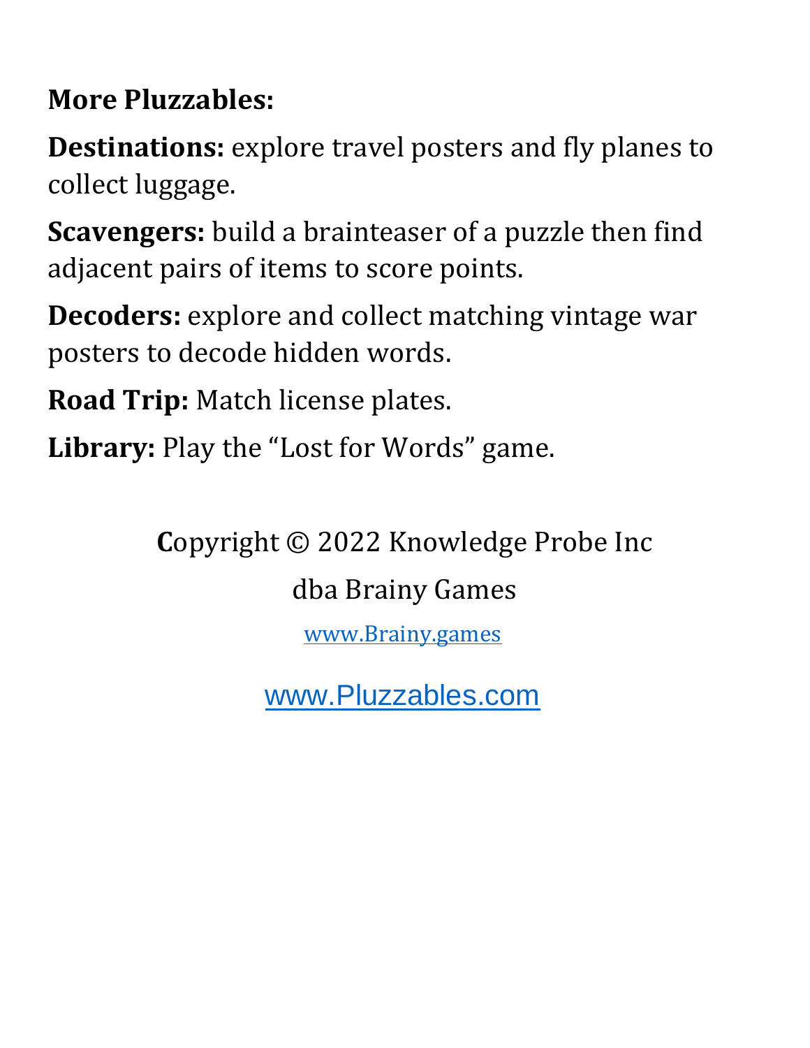**More Pluzzables:**

**Destinations:** explore travel posters and fly planes to collect luggage.

**Scavengers:** build a brainteaser of a puzzle then find adjacent pairs of items to score points.

**Decoders:** explore and collect matching vintage war posters to decode hidden words.

**Road Trip:** Match license plates.

**Library:** Play the "Lost for Words" game.

Copyright © 2022 Knowledge Probe Inc

dba Brainy Games

www.Brainy.games

www.Pluzzables.com